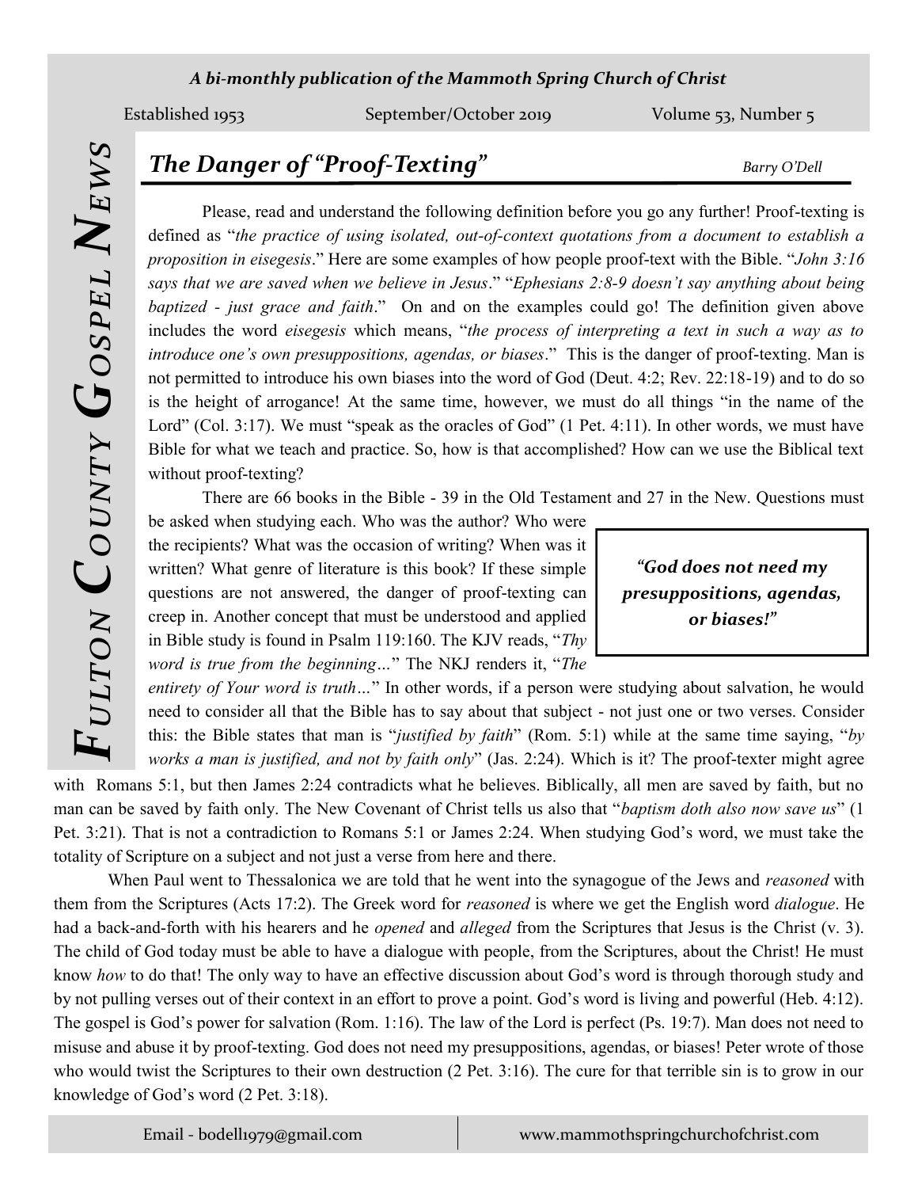# Fulton County Gospel News

*A bi-monthly publication of the Mammoth Spring Church of Christ*

Established 1953 | September/October 2019 | Volume 53, Number 5

## *The Danger of "Proof-Texting"*

*Barry O'Dell*

Please, read and understand the following definition before you go any further! Proof-texting is defined as "*the practice of using isolated, out-of-context quotations from a document to establish a proposition in eisegesis*." Here are some examples of how people proof-text with the Bible. "*John 3:16 says that we are saved when we believe in Jesus*." "*Ephesians 2:8-9 doesn't say anything about being baptized - just grace and faith*." On and on the examples could go! The definition given above includes the word *eisegesis* which means, "*the process of interpreting a text in such a way as to introduce one's own presuppositions, agendas, or biases*." This is the danger of proof-texting. Man is not permitted to introduce his own biases into the word of God (Deut. 4:2; Rev. 22:18-19) and to do so is the height of arrogance! At the same time, however, we must do all things "in the name of the Lord" (Col. 3:17). We must "speak as the oracles of God" (1 Pet. 4:11). In other words, we must have Bible for what we teach and practice. So, how is that accomplished? How can we use the Biblical text without proof-texting?

There are 66 books in the Bible - 39 in the Old Testament and 27 in the New. Questions must be asked when studying each. Who was the author? Who were the recipients? What was the occasion of writing? When was it written? What genre of literature is this book? If these simple questions are not answered, the danger of proof-texting can creep in. Another concept that must be understood and applied in Bible study is found in Psalm 119:160. The KJV reads, "*Thy word is true from the beginning…*" The NKJ renders it, "*The entirety of Your word is truth…*" In other words, if a person were studying about salvation, he would need to consider all that the Bible has to say about that subject - not just one or two verses. Consider this: the Bible states that man is "*justified by faith*" (Rom. 5:1) while at the same time saying, "*by works a man is justified, and not by faith only*" (Jas. 2:24). Which is it? The proof-texter might agree with Romans 5:1, but then James 2:24 contradicts what he believes. Biblically, all men are saved by faith, but no man can be saved by faith only. The New Covenant of Christ tells us also that "*baptism doth also now save us*" (1 Pet. 3:21). That is not a contradiction to Romans 5:1 or James 2:24. When studying God's word, we must take the totality of Scripture on a subject and not just a verse from here and there.

> ***"God does not need my presuppositions, agendas, or biases!"***

When Paul went to Thessalonica we are told that he went into the synagogue of the Jews and *reasoned* with them from the Scriptures (Acts 17:2). The Greek word for *reasoned* is where we get the English word *dialogue*. He had a back-and-forth with his hearers and he *opened* and *alleged* from the Scriptures that Jesus is the Christ (v. 3). The child of God today must be able to have a dialogue with people, from the Scriptures, about the Christ! He must know *how* to do that! The only way to have an effective discussion about God's word is through thorough study and by not pulling verses out of their context in an effort to prove a point. God's word is living and powerful (Heb. 4:12). The gospel is God's power for salvation (Rom. 1:16). The law of the Lord is perfect (Ps. 19:7). Man does not need to misuse and abuse it by proof-texting. God does not need my presuppositions, agendas, or biases! Peter wrote of those who would twist the Scriptures to their own destruction (2 Pet. 3:16). The cure for that terrible sin is to grow in our knowledge of God's word (2 Pet. 3:18).

Email - bodell1979@gmail.com | www.mammothspringchurchofchrist.com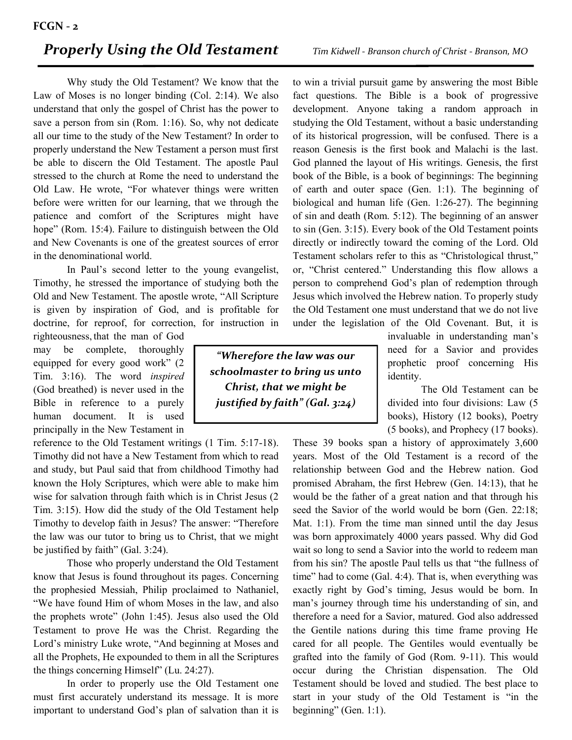## *Properly Using the Old Testament*

*Tim Kidwell - Branson church of Christ - Branson, MO*

Why study the Old Testament? We know that the Law of Moses is no longer binding (Col. 2:14). We also understand that only the gospel of Christ has the power to save a person from sin (Rom. 1:16). So, why not dedicate all our time to the study of the New Testament? In order to properly understand the New Testament a person must first be able to discern the Old Testament. The apostle Paul stressed to the church at Rome the need to understand the Old Law. He wrote, "For whatever things were written before were written for our learning, that we through the patience and comfort of the Scriptures might have hope" (Rom. 15:4). Failure to distinguish between the Old and New Covenants is one of the greatest sources of error in the denominational world.

In Paul's second letter to the young evangelist, Timothy, he stressed the importance of studying both the Old and New Testament. The apostle wrote, "All Scripture is given by inspiration of God, and is profitable for doctrine, for reproof, for correction, for instruction in righteousness, that the man of God may be complete, thoroughly equipped for every good work" (2 Tim. 3:16). The word *inspired* (God breathed) is never used in the Bible in reference to a purely human document. It is used principally in the New Testament in reference to the Old Testament writings (1 Tim. 5:17-18). Timothy did not have a New Testament from which to read and study, but Paul said that from childhood Timothy had known the Holy Scriptures, which were able to make him wise for salvation through faith which is in Christ Jesus (2 Tim. 3:15). How did the study of the Old Testament help Timothy to develop faith in Jesus? The answer: "Therefore the law was our tutor to bring us to Christ, that we might be justified by faith" (Gal. 3:24).

Those who properly understand the Old Testament know that Jesus is found throughout its pages. Concerning the prophesied Messiah, Philip proclaimed to Nathaniel, "We have found Him of whom Moses in the law, and also the prophets wrote" (John 1:45). Jesus also used the Old Testament to prove He was the Christ. Regarding the Lord's ministry Luke wrote, "And beginning at Moses and all the Prophets, He expounded to them in all the Scriptures the things concerning Himself" (Lu. 24:27).

In order to properly use the Old Testament one must first accurately understand its message. It is more important to understand God's plan of salvation than it is to win a trivial pursuit game by answering the most Bible fact questions. The Bible is a book of progressive development. Anyone taking a random approach in studying the Old Testament, without a basic understanding of its historical progression, will be confused. There is a reason Genesis is the first book and Malachi is the last. God planned the layout of His writings. Genesis, the first book of the Bible, is a book of beginnings: The beginning of earth and outer space (Gen. 1:1). The beginning of biological and human life (Gen. 1:26-27). The beginning of sin and death (Rom. 5:12). The beginning of an answer to sin (Gen. 3:15). Every book of the Old Testament points directly or indirectly toward the coming of the Lord. Old Testament scholars refer to this as "Christological thrust," or, "Christ centered." Understanding this flow allows a person to comprehend God's plan of redemption through Jesus which involved the Hebrew nation. To properly study the Old Testament one must understand that we do not live under the legislation of the Old Covenant. But, it is invaluable in understanding man's need for a Savior and provides prophetic proof concerning His identity.

> ***"Wherefore the law was our schoolmaster to bring us unto Christ, that we might be justified by faith" (Gal. 3:24)***

The Old Testament can be divided into four divisions: Law (5 books), History (12 books), Poetry (5 books), and Prophecy (17 books). These 39 books span a history of approximately 3,600 years. Most of the Old Testament is a record of the relationship between God and the Hebrew nation. God promised Abraham, the first Hebrew (Gen. 14:13), that he would be the father of a great nation and that through his seed the Savior of the world would be born (Gen. 22:18; Mat. 1:1). From the time man sinned until the day Jesus was born approximately 4000 years passed. Why did God wait so long to send a Savior into the world to redeem man from his sin? The apostle Paul tells us that "the fullness of time" had to come (Gal. 4:4). That is, when everything was exactly right by God's timing, Jesus would be born. In man's journey through time his understanding of sin, and therefore a need for a Savior, matured. God also addressed the Gentile nations during this time frame proving He cared for all people. The Gentiles would eventually be grafted into the family of God (Rom. 9-11). This would occur during the Christian dispensation. The Old Testament should be loved and studied. The best place to start in your study of the Old Testament is "in the beginning" (Gen. 1:1).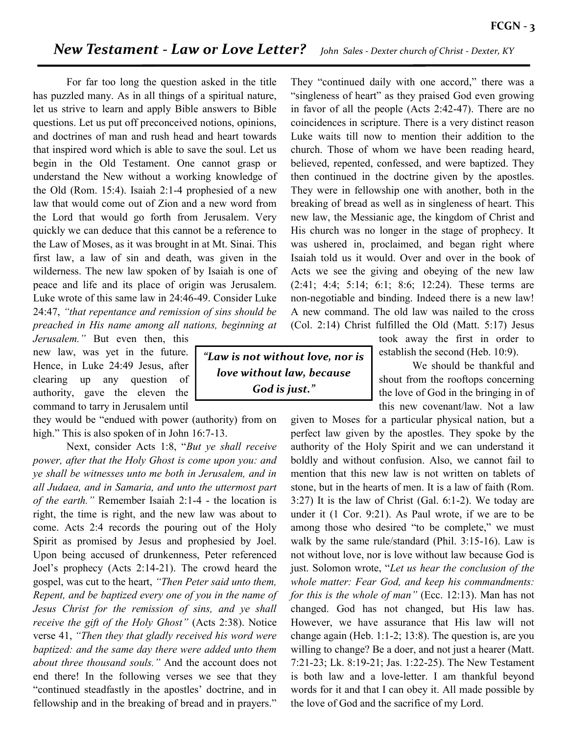## *New Testament - Law or Love Letter?* *John Sales - Dexter church of Christ - Dexter, KY*

For far too long the question asked in the title has puzzled many. As in all things of a spiritual nature, let us strive to learn and apply Bible answers to Bible questions. Let us put off preconceived notions, opinions, and doctrines of man and rush head and heart towards that inspired word which is able to save the soul. Let us begin in the Old Testament. One cannot grasp or understand the New without a working knowledge of the Old (Rom. 15:4). Isaiah 2:1-4 prophesied of a new law that would come out of Zion and a new word from the Lord that would go forth from Jerusalem. Very quickly we can deduce that this cannot be a reference to the Law of Moses, as it was brought in at Mt. Sinai. This first law, a law of sin and death, was given in the wilderness. The new law spoken of by Isaiah is one of peace and life and its place of origin was Jerusalem. Luke wrote of this same law in 24:46-49. Consider Luke 24:47, *"that repentance and remission of sins should be preached in His name among all nations, beginning at Jerusalem."* But even then, this new law, was yet in the future. Hence, in Luke 24:49 Jesus, after clearing up any question of authority, gave the eleven the command to tarry in Jerusalem until they would be "endued with power (authority) from on high." This is also spoken of in John 16:7-13.

Next, consider Acts 1:8, "*But ye shall receive power, after that the Holy Ghost is come upon you: and ye shall be witnesses unto me both in Jerusalem, and in all Judaea, and in Samaria, and unto the uttermost part of the earth."* Remember Isaiah 2:1-4 - the location is right, the time is right, and the new law was about to come. Acts 2:4 records the pouring out of the Holy Spirit as promised by Jesus and prophesied by Joel. Upon being accused of drunkenness, Peter referenced Joel's prophecy (Acts 2:14-21). The crowd heard the gospel, was cut to the heart, *"Then Peter said unto them, Repent, and be baptized every one of you in the name of Jesus Christ for the remission of sins, and ye shall receive the gift of the Holy Ghost"* (Acts 2:38). Notice verse 41, *"Then they that gladly received his word were baptized: and the same day there were added unto them about three thousand souls."* And the account does not end there! In the following verses we see that they "continued steadfastly in the apostles' doctrine, and in fellowship and in the breaking of bread and in prayers." They "continued daily with one accord," there was a "singleness of heart" as they praised God even growing in favor of all the people (Acts 2:42-47). There are no coincidences in scripture. There is a very distinct reason Luke waits till now to mention their addition to the church. Those of whom we have been reading heard, believed, repented, confessed, and were baptized. They then continued in the doctrine given by the apostles. They were in fellowship one with another, both in the breaking of bread as well as in singleness of heart. This new law, the Messianic age, the kingdom of Christ and His church was no longer in the stage of prophecy. It was ushered in, proclaimed, and began right where Isaiah told us it would. Over and over in the book of Acts we see the giving and obeying of the new law (2:41; 4:4; 5:14; 6:1; 8:6; 12:24). These terms are non-negotiable and binding. Indeed there is a new law! A new command. The old law was nailed to the cross (Col. 2:14) Christ fulfilled the Old (Matt. 5:17) Jesus took away the first in order to establish the second (Heb. 10:9).

> ***"Law is not without love, nor is love without law, because God is just."***

We should be thankful and shout from the rooftops concerning the love of God in the bringing in of this new covenant/law. Not a law given to Moses for a particular physical nation, but a perfect law given by the apostles. They spoke by the authority of the Holy Spirit and we can understand it boldly and without confusion. Also, we cannot fail to mention that this new law is not written on tablets of stone, but in the hearts of men. It is a law of faith (Rom. 3:27) It is the law of Christ (Gal. 6:1-2). We today are under it (1 Cor. 9:21). As Paul wrote, if we are to be among those who desired "to be complete," we must walk by the same rule/standard (Phil. 3:15-16). Law is not without love, nor is love without law because God is just. Solomon wrote, "*Let us hear the conclusion of the whole matter: Fear God, and keep his commandments: for this is the whole of man"* (Ecc. 12:13). Man has not changed. God has not changed, but His law has. However, we have assurance that His law will not change again (Heb. 1:1-2; 13:8). The question is, are you willing to change? Be a doer, and not just a hearer (Matt. 7:21-23; Lk. 8:19-21; Jas. 1:22-25). The New Testament is both law and a love-letter. I am thankful beyond words for it and that I can obey it. All made possible by the love of God and the sacrifice of my Lord.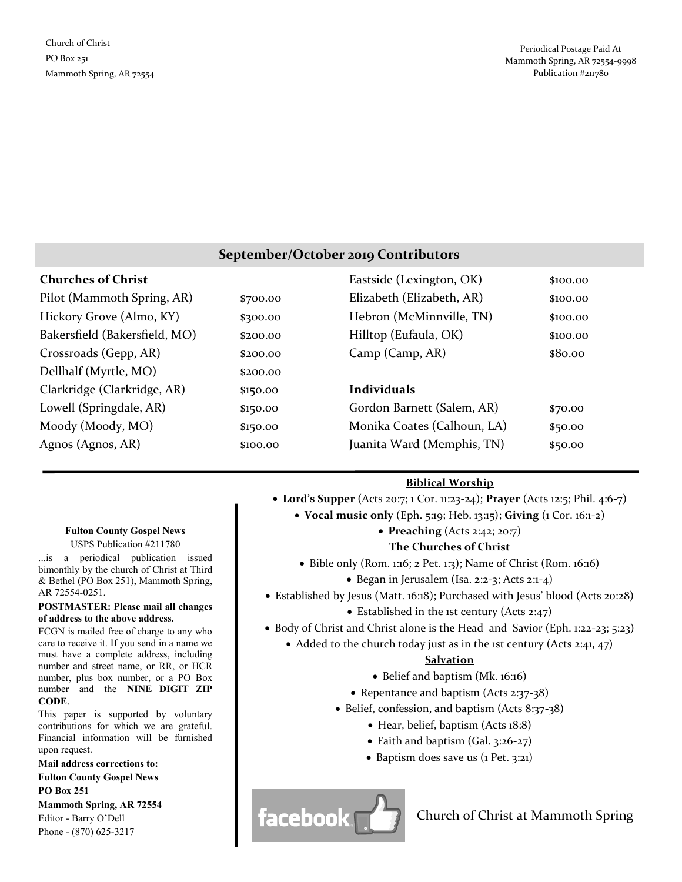Church of Christ
PO Box 251
Mammoth Spring, AR 72554

Periodical Postage Paid At
Mammoth Spring, AR 72554-9998
Publication #211780

## September/October 2019 Contributors

| | | | |
|---|---|---|---|
| **Churches of Christ** | | Eastside (Lexington, OK) | $100.00 |
| Pilot (Mammoth Spring, AR) | $700.00 | Elizabeth (Elizabeth, AR) | $100.00 |
| Hickory Grove (Almo, KY) | $300.00 | Hebron (McMinnville, TN) | $100.00 |
| Bakersfield (Bakersfield, MO) | $200.00 | Hilltop (Eufaula, OK) | $100.00 |
| Crossroads (Gepp, AR) | $200.00 | Camp (Camp, AR) | $80.00 |
| Dellhalf (Myrtle, MO) | $200.00 | | |
| Clarkridge (Clarkridge, AR) | $150.00 | **Individuals** | |
| Lowell (Springdale, AR) | $150.00 | Gordon Barnett (Salem, AR) | $70.00 |
| Moody (Moody, MO) | $150.00 | Monika Coates (Calhoun, LA) | $50.00 |
| Agnos (Agnos, AR) | $100.00 | Juanita Ward (Memphis, TN) | $50.00 |

**Fulton County Gospel News**
USPS Publication #211780

...is a periodical publication issued bimonthly by the church of Christ at Third & Bethel (PO Box 251), Mammoth Spring, AR 72554-0251.

**POSTMASTER: Please mail all changes of address to the above address.**

FCGN is mailed free of charge to any who care to receive it. If you send in a name we must have a complete address, including number and street name, or RR, or HCR number, plus box number, or a PO Box number and the **NINE DIGIT ZIP CODE**.

This paper is supported by voluntary contributions for which we are grateful. Financial information will be furnished upon request.

**Mail address corrections to:**
**Fulton County Gospel News**
**PO Box 251**
**Mammoth Spring, AR 72554**
Editor - Barry O'Dell
Phone - (870) 625-3217

### Biblical Worship

- **Lord's Supper** (Acts 20:7; 1 Cor. 11:23-24); **Prayer** (Acts 12:5; Phil. 4:6-7)
- **Vocal music only** (Eph. 5:19; Heb. 13:15); **Giving** (1 Cor. 16:1-2)
- **Preaching** (Acts 2:42; 20:7)

### The Churches of Christ

- Bible only (Rom. 1:16; 2 Pet. 1:3); Name of Christ (Rom. 16:16)
- Began in Jerusalem (Isa. 2:2-3; Acts 2:1-4)
- Established by Jesus (Matt. 16:18); Purchased with Jesus' blood (Acts 20:28)
- Established in the 1st century (Acts 2:47)
- Body of Christ and Christ alone is the Head and Savior (Eph. 1:22-23; 5:23)
- Added to the church today just as in the 1st century (Acts 2:41, 47)

### Salvation

- Belief and baptism (Mk. 16:16)
- Repentance and baptism (Acts 2:37-38)
- Belief, confession, and baptism (Acts 8:37-38)
- Hear, belief, baptism (Acts 18:8)
- Faith and baptism (Gal. 3:26-27)
- Baptism does save us (1 Pet. 3:21)

facebook — Church of Christ at Mammoth Spring